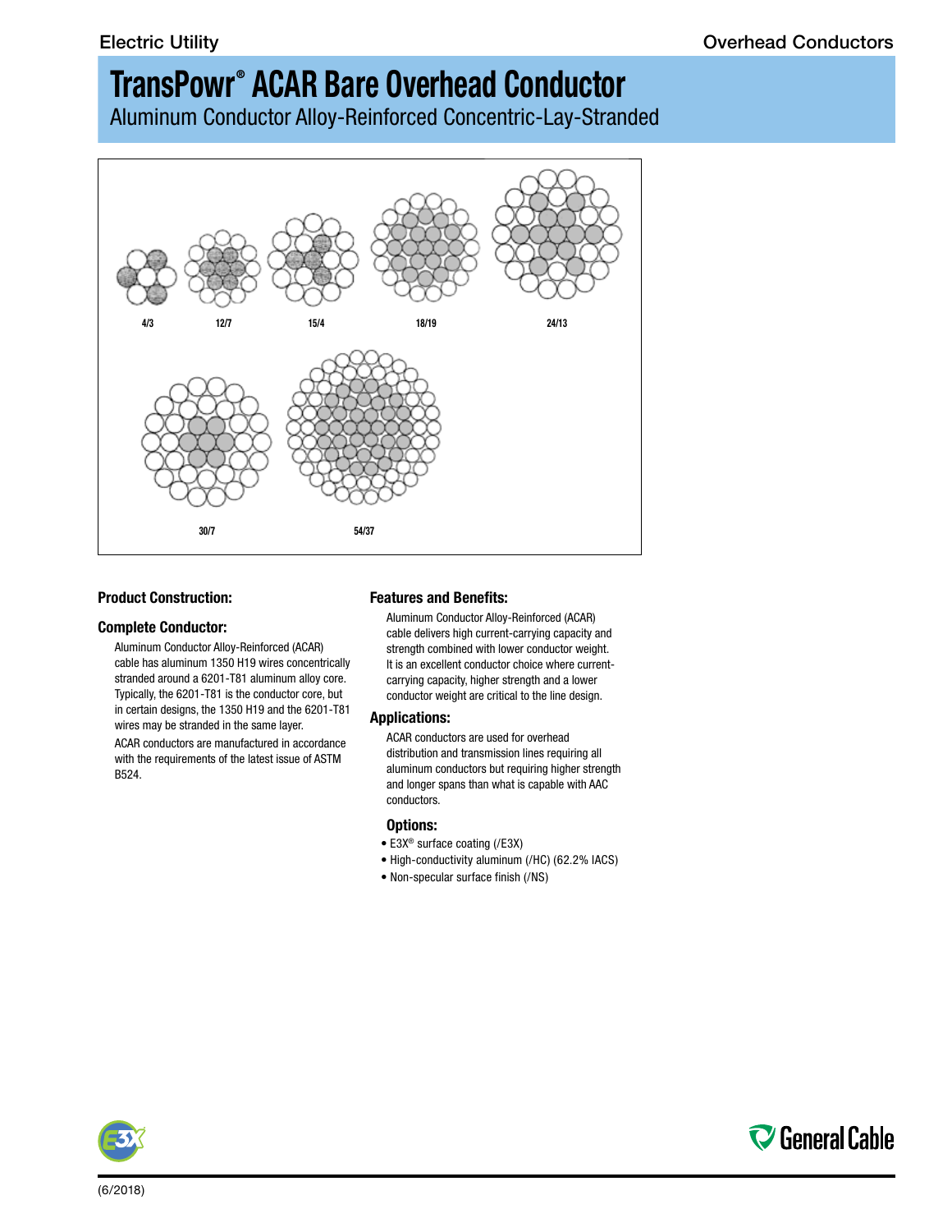# TransPowr® ACAR Bare Overhead Conductor

Aluminum Conductor Alloy-Reinforced Concentric-Lay-Stranded

4/3

12/7

15/4

18/19

24/13

30/7

54/37

## Product Construction:

### Complete Conductor:

Aluminum Conductor Alloy-Reinforced (ACAR) cable has aluminum 1350 H19 wires concentrically stranded around a 6201-T81 aluminum alloy core. Typically, the 6201-T81 is the conductor core, but in certain designs, the 1350 H19 and the 6201-T81 wires may be stranded in the same layer.

ACAR conductors are manufactured in accordance with the requirements of the latest issue of ASTM B524.

## Features and Benefits:

Aluminum Conductor Alloy-Reinforced (ACAR) cable delivers high current-carrying capacity and strength combined with lower conductor weight. It is an excellent conductor choice where current-carrying capacity, higher strength and a lower conductor weight are critical to the line design.

## Applications:

ACAR conductors are used for overhead distribution and transmission lines requiring all aluminum conductors but requiring higher strength and longer spans than what is capable with AAC conductors.

### Options:

- E3X® surface coating (/E3X)
- High-conductivity aluminum (/HC) (62.2% IACS)
- Non-specular surface finish (/NS)

(6/2018)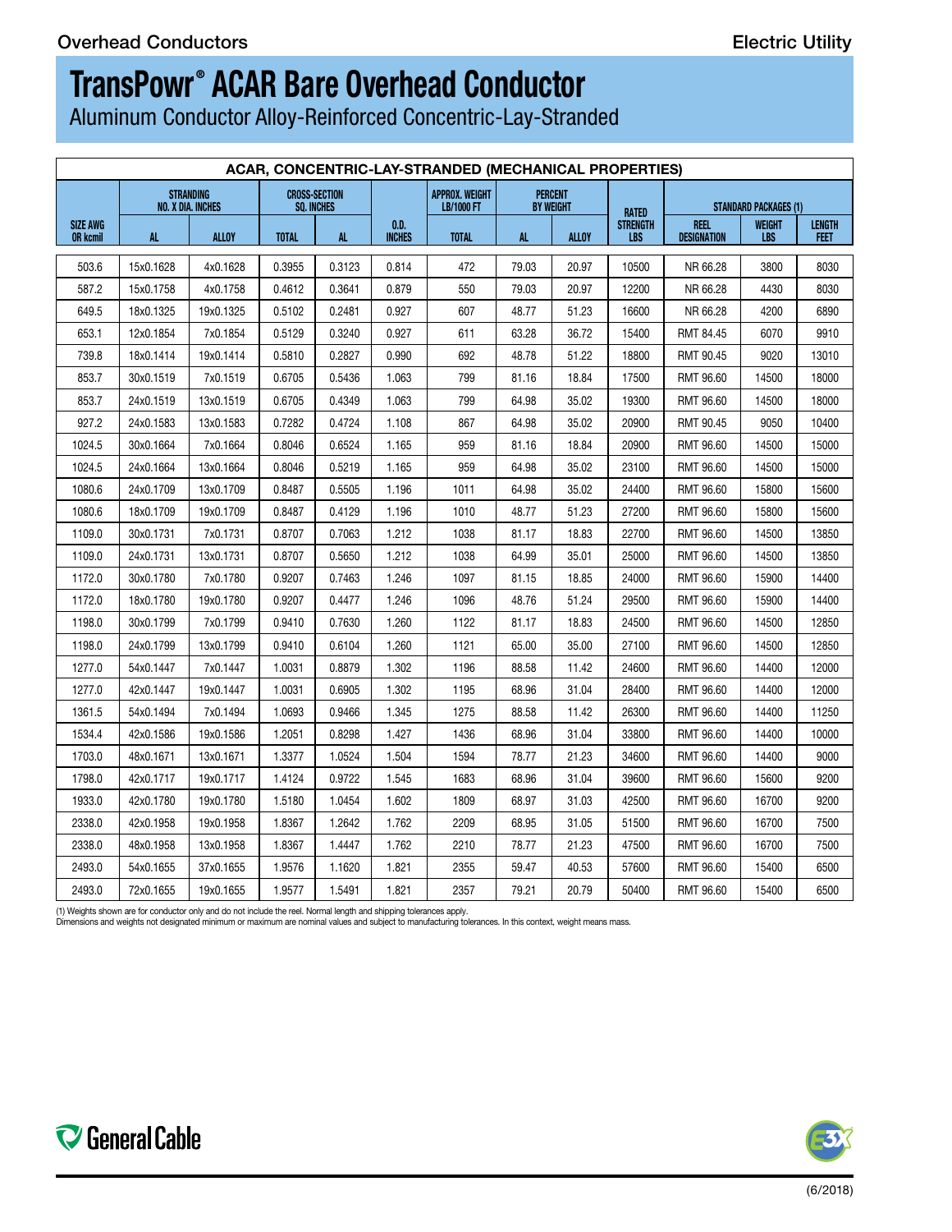# TransPowr® ACAR Bare Overhead Conductor

Aluminum Conductor Alloy-Reinforced Concentric-Lay-Stranded

| ACAR, CONCENTRIC-LAY-STRANDED (MECHANICAL PROPERTIES) | | | | | | | | | | | | |
|---|---|---|---|---|---|---|---|---|---|---|---|---|
| | STRANDING NO. X DIA. INCHES | | CROSS-SECTION SQ. INCHES | | | APPROX. WEIGHT LB/1000 FT | PERCENT BY WEIGHT | | | STANDARD PACKAGES (1) | | |
| SIZE AWG OR kcmil | AL | ALLOY | TOTAL | AL | O.D. INCHES | TOTAL | AL | ALLOY | RATED STRENGTH LBS | REEL DESIGNATION | WEIGHT LBS | LENGTH FEET |
| 503.6 | 15x0.1628 | 4x0.1628 | 0.3955 | 0.3123 | 0.814 | 472 | 79.03 | 20.97 | 10500 | NR 66.28 | 3800 | 8030 |
| 587.2 | 15x0.1758 | 4x0.1758 | 0.4612 | 0.3641 | 0.879 | 550 | 79.03 | 20.97 | 12200 | NR 66.28 | 4430 | 8030 |
| 649.5 | 18x0.1325 | 19x0.1325 | 0.5102 | 0.2481 | 0.927 | 607 | 48.77 | 51.23 | 16600 | NR 66.28 | 4200 | 6890 |
| 653.1 | 12x0.1854 | 7x0.1854 | 0.5129 | 0.3240 | 0.927 | 611 | 63.28 | 36.72 | 15400 | RMT 84.45 | 6070 | 9910 |
| 739.8 | 18x0.1414 | 19x0.1414 | 0.5810 | 0.2827 | 0.990 | 692 | 48.78 | 51.22 | 18800 | RMT 90.45 | 9020 | 13010 |
| 853.7 | 30x0.1519 | 7x0.1519 | 0.6705 | 0.5436 | 1.063 | 799 | 81.16 | 18.84 | 17500 | RMT 96.60 | 14500 | 18000 |
| 853.7 | 24x0.1519 | 13x0.1519 | 0.6705 | 0.4349 | 1.063 | 799 | 64.98 | 35.02 | 19300 | RMT 96.60 | 14500 | 18000 |
| 927.2 | 24x0.1583 | 13x0.1583 | 0.7282 | 0.4724 | 1.108 | 867 | 64.98 | 35.02 | 20900 | RMT 90.45 | 9050 | 10400 |
| 1024.5 | 30x0.1664 | 7x0.1664 | 0.8046 | 0.6524 | 1.165 | 959 | 81.16 | 18.84 | 20900 | RMT 96.60 | 14500 | 15000 |
| 1024.5 | 24x0.1664 | 13x0.1664 | 0.8046 | 0.5219 | 1.165 | 959 | 64.98 | 35.02 | 23100 | RMT 96.60 | 14500 | 15000 |
| 1080.6 | 24x0.1709 | 13x0.1709 | 0.8487 | 0.5505 | 1.196 | 1011 | 64.98 | 35.02 | 24400 | RMT 96.60 | 15800 | 15600 |
| 1080.6 | 18x0.1709 | 19x0.1709 | 0.8487 | 0.4129 | 1.196 | 1010 | 48.77 | 51.23 | 27200 | RMT 96.60 | 15800 | 15600 |
| 1109.0 | 30x0.1731 | 7x0.1731 | 0.8707 | 0.7063 | 1.212 | 1038 | 81.17 | 18.83 | 22700 | RMT 96.60 | 14500 | 13850 |
| 1109.0 | 24x0.1731 | 13x0.1731 | 0.8707 | 0.5650 | 1.212 | 1038 | 64.99 | 35.01 | 25000 | RMT 96.60 | 14500 | 13850 |
| 1172.0 | 30x0.1780 | 7x0.1780 | 0.9207 | 0.7463 | 1.246 | 1097 | 81.15 | 18.85 | 24000 | RMT 96.60 | 15900 | 14400 |
| 1172.0 | 18x0.1780 | 19x0.1780 | 0.9207 | 0.4477 | 1.246 | 1096 | 48.76 | 51.24 | 29500 | RMT 96.60 | 15900 | 14400 |
| 1198.0 | 30x0.1799 | 7x0.1799 | 0.9410 | 0.7630 | 1.260 | 1122 | 81.17 | 18.83 | 24500 | RMT 96.60 | 14500 | 12850 |
| 1198.0 | 24x0.1799 | 13x0.1799 | 0.9410 | 0.6104 | 1.260 | 1121 | 65.00 | 35.00 | 27100 | RMT 96.60 | 14500 | 12850 |
| 1277.0 | 54x0.1447 | 7x0.1447 | 1.0031 | 0.8879 | 1.302 | 1196 | 88.58 | 11.42 | 24600 | RMT 96.60 | 14400 | 12000 |
| 1277.0 | 42x0.1447 | 19x0.1447 | 1.0031 | 0.6905 | 1.302 | 1195 | 68.96 | 31.04 | 28400 | RMT 96.60 | 14400 | 12000 |
| 1361.5 | 54x0.1494 | 7x0.1494 | 1.0693 | 0.9466 | 1.345 | 1275 | 88.58 | 11.42 | 26300 | RMT 96.60 | 14400 | 11250 |
| 1534.4 | 42x0.1586 | 19x0.1586 | 1.2051 | 0.8298 | 1.427 | 1436 | 68.96 | 31.04 | 33800 | RMT 96.60 | 14400 | 10000 |
| 1703.0 | 48x0.1671 | 13x0.1671 | 1.3377 | 1.0524 | 1.504 | 1594 | 78.77 | 21.23 | 34600 | RMT 96.60 | 14400 | 9000 |
| 1798.0 | 42x0.1717 | 19x0.1717 | 1.4124 | 0.9722 | 1.545 | 1683 | 68.96 | 31.04 | 39600 | RMT 96.60 | 15600 | 9200 |
| 1933.0 | 42x0.1780 | 19x0.1780 | 1.5180 | 1.0454 | 1.602 | 1809 | 68.97 | 31.03 | 42500 | RMT 96.60 | 16700 | 9200 |
| 2338.0 | 42x0.1958 | 19x0.1958 | 1.8367 | 1.2642 | 1.762 | 2209 | 68.95 | 31.05 | 51500 | RMT 96.60 | 16700 | 7500 |
| 2338.0 | 48x0.1958 | 13x0.1958 | 1.8367 | 1.4447 | 1.762 | 2210 | 78.77 | 21.23 | 47500 | RMT 96.60 | 16700 | 7500 |
| 2493.0 | 54x0.1655 | 37x0.1655 | 1.9576 | 1.1620 | 1.821 | 2355 | 59.47 | 40.53 | 57600 | RMT 96.60 | 15400 | 6500 |
| 2493.0 | 72x0.1655 | 19x0.1655 | 1.9577 | 1.5491 | 1.821 | 2357 | 79.21 | 20.79 | 50400 | RMT 96.60 | 15400 | 6500 |

(1) Weights shown are for conductor only and do not include the reel. Normal length and shipping tolerances apply.
Dimensions and weights not designated minimum or maximum are nominal values and subject to manufacturing tolerances. In this context, weight means mass.

General Cable

(6/2018)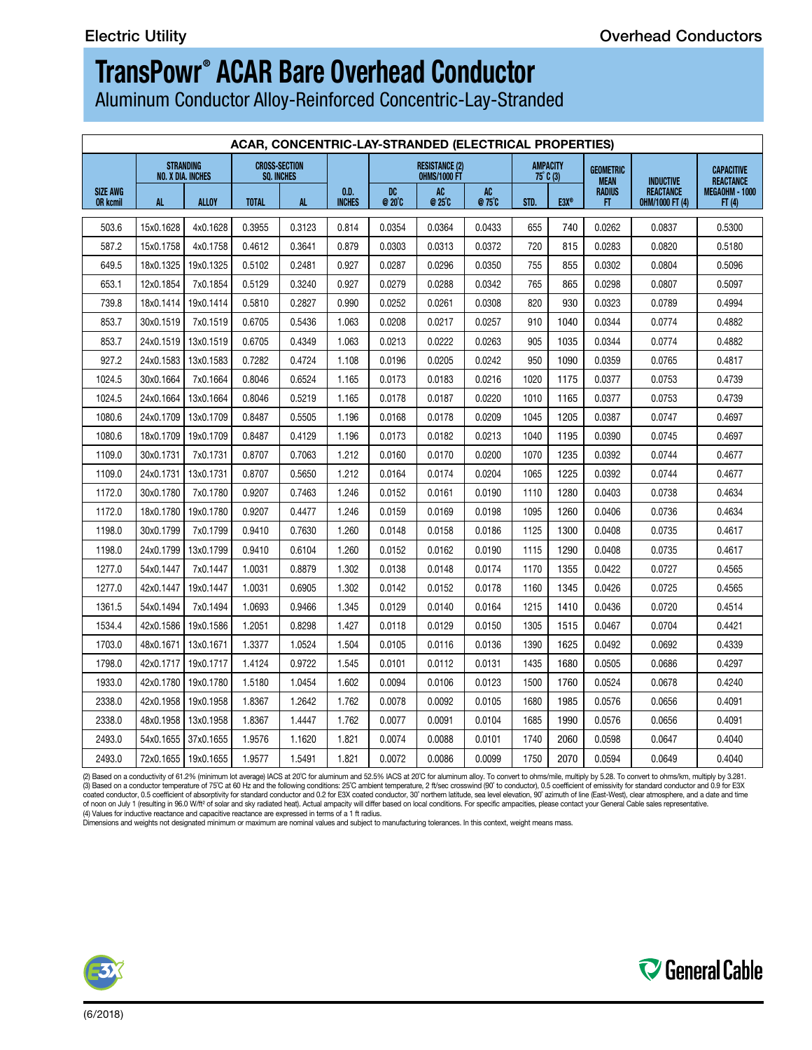# TransPowr® ACAR Bare Overhead Conductor

Aluminum Conductor Alloy-Reinforced Concentric-Lay-Stranded

| ACAR, CONCENTRIC-LAY-STRANDED (ELECTRICAL PROPERTIES) | | | | | | | | | | | | | |
|---|---|---|---|---|---|---|---|---|---|---|---|---|---|
| | STRANDING NO. X DIA. INCHES | | CROSS-SECTION SQ. INCHES | | | RESISTANCE (2) OHMS/1000 FT | | | AMPACITY 75° C (3) | | GEOMETRIC MEAN | INDUCTIVE | CAPACITIVE REACTANCE |
| SIZE AWG OR kcmil | AL | ALLOY | TOTAL | AL | O.D. INCHES | DC @ 20°C | AC @ 25°C | AC @ 75°C | STD. | E3X® | RADIUS FT | REACTANCE OHM/1000 FT (4) | MEGAOHM - 1000 FT (4) |
| 503.6 | 15x0.1628 | 4x0.1628 | 0.3955 | 0.3123 | 0.814 | 0.0354 | 0.0364 | 0.0433 | 655 | 740 | 0.0262 | 0.0837 | 0.5300 |
| 587.2 | 15x0.1758 | 4x0.1758 | 0.4612 | 0.3641 | 0.879 | 0.0303 | 0.0313 | 0.0372 | 720 | 815 | 0.0283 | 0.0820 | 0.5180 |
| 649.5 | 18x0.1325 | 19x0.1325 | 0.5102 | 0.2481 | 0.927 | 0.0287 | 0.0296 | 0.0350 | 755 | 855 | 0.0302 | 0.0804 | 0.5096 |
| 653.1 | 12x0.1854 | 7x0.1854 | 0.5129 | 0.3240 | 0.927 | 0.0279 | 0.0288 | 0.0342 | 765 | 865 | 0.0298 | 0.0807 | 0.5097 |
| 739.8 | 18x0.1414 | 19x0.1414 | 0.5810 | 0.2827 | 0.990 | 0.0252 | 0.0261 | 0.0308 | 820 | 930 | 0.0323 | 0.0789 | 0.4994 |
| 853.7 | 30x0.1519 | 7x0.1519 | 0.6705 | 0.5436 | 1.063 | 0.0208 | 0.0217 | 0.0257 | 910 | 1040 | 0.0344 | 0.0774 | 0.4882 |
| 853.7 | 24x0.1519 | 13x0.1519 | 0.6705 | 0.4349 | 1.063 | 0.0213 | 0.0222 | 0.0263 | 905 | 1035 | 0.0344 | 0.0774 | 0.4882 |
| 927.2 | 24x0.1583 | 13x0.1583 | 0.7282 | 0.4724 | 1.108 | 0.0196 | 0.0205 | 0.0242 | 950 | 1090 | 0.0359 | 0.0765 | 0.4817 |
| 1024.5 | 30x0.1664 | 7x0.1664 | 0.8046 | 0.6524 | 1.165 | 0.0173 | 0.0183 | 0.0216 | 1020 | 1175 | 0.0377 | 0.0753 | 0.4739 |
| 1024.5 | 24x0.1664 | 13x0.1664 | 0.8046 | 0.5219 | 1.165 | 0.0178 | 0.0187 | 0.0220 | 1010 | 1165 | 0.0377 | 0.0753 | 0.4739 |
| 1080.6 | 24x0.1709 | 13x0.1709 | 0.8487 | 0.5505 | 1.196 | 0.0168 | 0.0178 | 0.0209 | 1045 | 1205 | 0.0387 | 0.0747 | 0.4697 |
| 1080.6 | 18x0.1709 | 19x0.1709 | 0.8487 | 0.4129 | 1.196 | 0.0173 | 0.0182 | 0.0213 | 1040 | 1195 | 0.0390 | 0.0745 | 0.4697 |
| 1109.0 | 30x0.1731 | 7x0.1731 | 0.8707 | 0.7063 | 1.212 | 0.0160 | 0.0170 | 0.0200 | 1070 | 1235 | 0.0392 | 0.0744 | 0.4677 |
| 1109.0 | 24x0.1731 | 13x0.1731 | 0.8707 | 0.5650 | 1.212 | 0.0164 | 0.0174 | 0.0204 | 1065 | 1225 | 0.0392 | 0.0744 | 0.4677 |
| 1172.0 | 30x0.1780 | 7x0.1780 | 0.9207 | 0.7463 | 1.246 | 0.0152 | 0.0161 | 0.0190 | 1110 | 1280 | 0.0403 | 0.0738 | 0.4634 |
| 1172.0 | 18x0.1780 | 19x0.1780 | 0.9207 | 0.4477 | 1.246 | 0.0159 | 0.0169 | 0.0198 | 1095 | 1260 | 0.0406 | 0.0736 | 0.4634 |
| 1198.0 | 30x0.1799 | 7x0.1799 | 0.9410 | 0.7630 | 1.260 | 0.0148 | 0.0158 | 0.0186 | 1125 | 1300 | 0.0408 | 0.0735 | 0.4617 |
| 1198.0 | 24x0.1799 | 13x0.1799 | 0.9410 | 0.6104 | 1.260 | 0.0152 | 0.0162 | 0.0190 | 1115 | 1290 | 0.0408 | 0.0735 | 0.4617 |
| 1277.0 | 54x0.1447 | 7x0.1447 | 1.0031 | 0.8879 | 1.302 | 0.0138 | 0.0148 | 0.0174 | 1170 | 1355 | 0.0422 | 0.0727 | 0.4565 |
| 1277.0 | 42x0.1447 | 19x0.1447 | 1.0031 | 0.6905 | 1.302 | 0.0142 | 0.0152 | 0.0178 | 1160 | 1345 | 0.0426 | 0.0725 | 0.4565 |
| 1361.5 | 54x0.1494 | 7x0.1494 | 1.0693 | 0.9466 | 1.345 | 0.0129 | 0.0140 | 0.0164 | 1215 | 1410 | 0.0436 | 0.0720 | 0.4514 |
| 1534.4 | 42x0.1586 | 19x0.1586 | 1.2051 | 0.8298 | 1.427 | 0.0118 | 0.0129 | 0.0150 | 1305 | 1515 | 0.0467 | 0.0704 | 0.4421 |
| 1703.0 | 48x0.1671 | 13x0.1671 | 1.3377 | 1.0524 | 1.504 | 0.0105 | 0.0116 | 0.0136 | 1390 | 1625 | 0.0492 | 0.0692 | 0.4339 |
| 1798.0 | 42x0.1717 | 19x0.1717 | 1.4124 | 0.9722 | 1.545 | 0.0101 | 0.0112 | 0.0131 | 1435 | 1680 | 0.0505 | 0.0686 | 0.4297 |
| 1933.0 | 42x0.1780 | 19x0.1780 | 1.5180 | 1.0454 | 1.602 | 0.0094 | 0.0106 | 0.0123 | 1500 | 1760 | 0.0524 | 0.0678 | 0.4240 |
| 2338.0 | 42x0.1958 | 19x0.1958 | 1.8367 | 1.2642 | 1.762 | 0.0078 | 0.0092 | 0.0105 | 1680 | 1985 | 0.0576 | 0.0656 | 0.4091 |
| 2338.0 | 48x0.1958 | 13x0.1958 | 1.8367 | 1.4447 | 1.762 | 0.0077 | 0.0091 | 0.0104 | 1685 | 1990 | 0.0576 | 0.0656 | 0.4091 |
| 2493.0 | 54x0.1655 | 37x0.1655 | 1.9576 | 1.1620 | 1.821 | 0.0074 | 0.0088 | 0.0101 | 1740 | 2060 | 0.0598 | 0.0647 | 0.4040 |
| 2493.0 | 72x0.1655 | 19x0.1655 | 1.9577 | 1.5491 | 1.821 | 0.0072 | 0.0086 | 0.0099 | 1750 | 2070 | 0.0594 | 0.0649 | 0.4040 |

(2) Based on a conductivity of 61.2% (minimum lot average) IACS at 20˚C for aluminum and 52.5% IACS at 20˚C for aluminum alloy. To convert to ohms/mile, multiply by 5.28. To convert to ohms/km, multiply by 3.281.
(3) Based on a conductor temperature of 75˚C at 60 Hz and the following conditions: 25˚C ambient temperature, 2 ft/sec crosswind (90˚ to conductor), 0.5 coefficient of emissivity for standard conductor and 0.9 for E3X coated conductor, 0.5 coefficient of absorptivity for standard conductor and 0.2 for E3X coated conductor, 30˚ northern latitude, sea level elevation, 90˚ azimuth of line (East-West), clear atmosphere, and a date and time of noon on July 1 (resulting in 96.0 W/ft² of solar and sky radiated heat). Actual ampacity will differ based on local conditions. For specific ampacities, please contact your General Cable sales representative.
(4) Values for inductive reactance and capacitive reactance are expressed in terms of a 1 ft radius.
Dimensions and weights not designated minimum or maximum are nominal values and subject to manufacturing tolerances. In this context, weight means mass.

(6/2018)